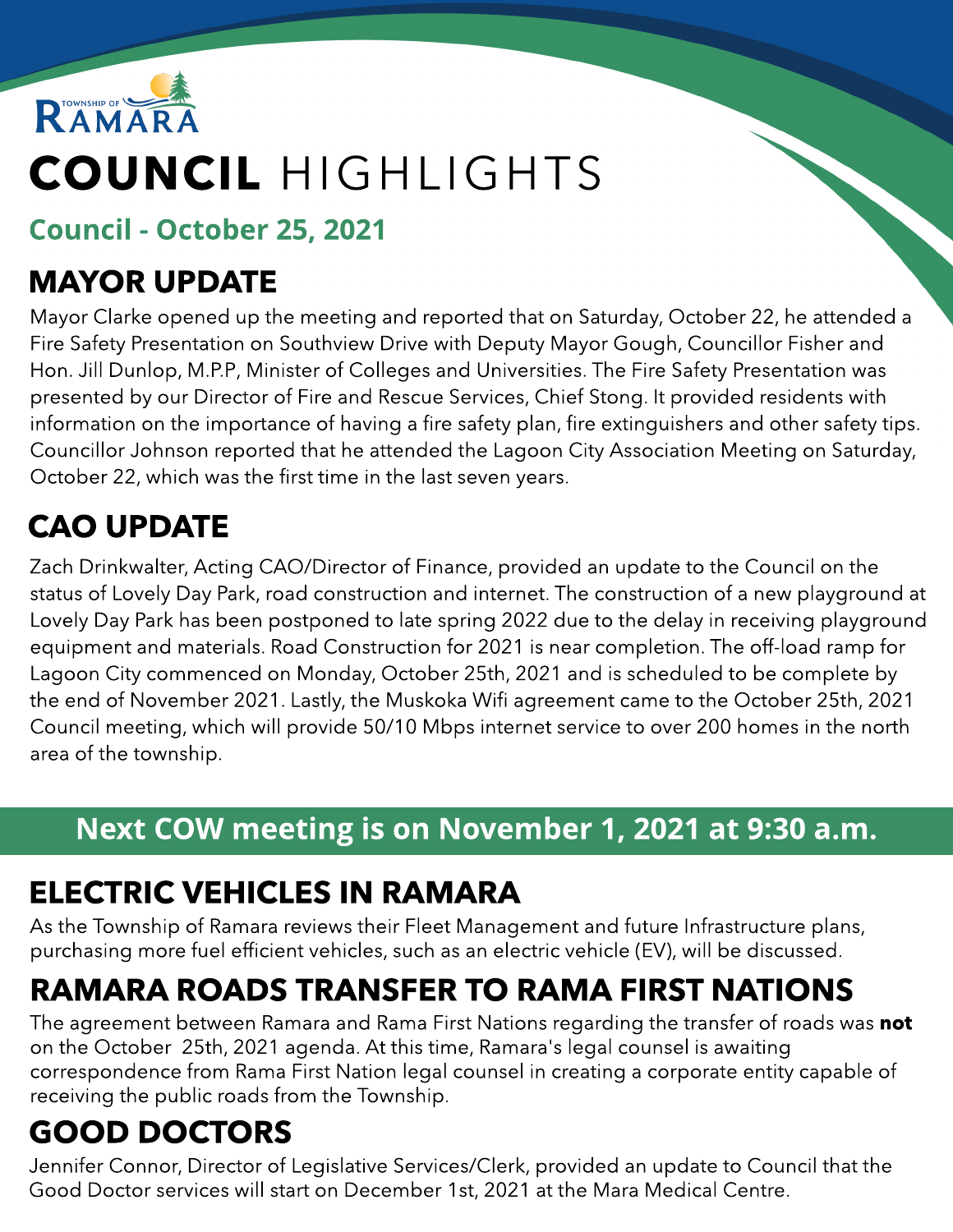TOWNSHIP OF RAMARA

# COUNCIL HIGHLIGHTS

**Council - October 25, 2021**

## MAYOR UPDATE

Mayor Clarke opened up the meeting and reported that on Saturday, October 22, he attended a Fire Safety Presentation on Southview Drive with Deputy Mayor Gough, Councillor Fisher and Hon. Jill Dunlop, M.P.P, Minister of Colleges and Universities. The Fire Safety Presentation was presented by our Director of Fire and Rescue Services, Chief Stong. It provided residents with information on the importance of having a fire safety plan, fire extinguishers and other safety tips. Councillor Johnson reported that he attended the Lagoon City Association Meeting on Saturday, October 22, which was the first time in the last seven years.

## CAO UPDATE

Zach Drinkwalter, Acting CAO/Director of Finance, provided an update to the Council on the status of Lovely Day Park, road construction and internet. The construction of a new playground at Lovely Day Park has been postponed to late spring 2022 due to the delay in receiving playground equipment and materials. Road Construction for 2021 is near completion. The off-load ramp for Lagoon City commenced on Monday, October 25th, 2021 and is scheduled to be complete by the end of November 2021. Lastly, the Muskoka Wifi agreement came to the October 25th, 2021 Council meeting, which will provide 50/10 Mbps internet service to over 200 homes in the north area of the township.

**Next COW meeting is on November 1, 2021 at 9:30 a.m.**

## ELECTRIC VEHICLES IN RAMARA

As the Township of Ramara reviews their Fleet Management and future Infrastructure plans, purchasing more fuel efficient vehicles, such as an electric vehicle (EV), will be discussed.

## RAMARA ROADS TRANSFER TO RAMA FIRST NATIONS

The agreement between Ramara and Rama First Nations regarding the transfer of roads was **not** on the October 25th, 2021 agenda. At this time, Ramara's legal counsel is awaiting correspondence from Rama First Nation legal counsel in creating a corporate entity capable of receiving the public roads from the Township.

## GOOD DOCTORS

Jennifer Connor, Director of Legislative Services/Clerk, provided an update to Council that the Good Doctor services will start on December 1st, 2021 at the Mara Medical Centre.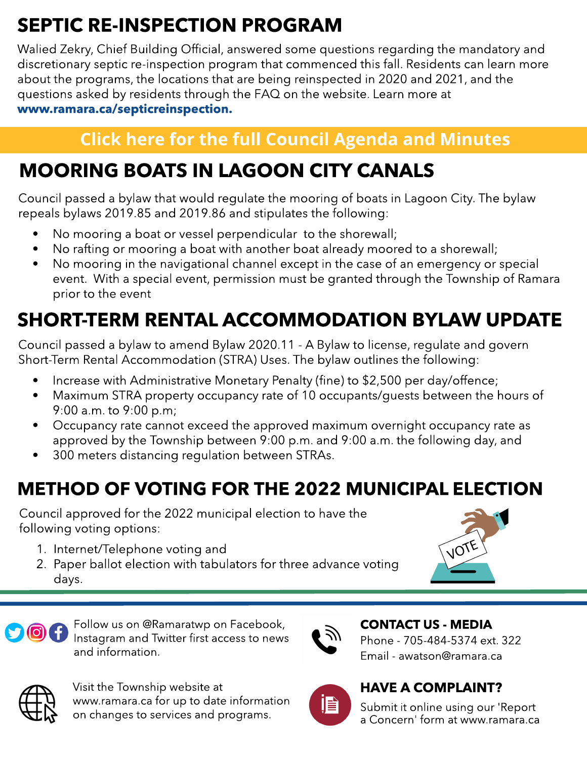## SEPTIC RE-INSPECTION PROGRAM

Walied Zekry, Chief Building Official, answered some questions regarding the mandatory and discretionary septic re-inspection program that commenced this fall. Residents can learn more about the programs, the locations that are being reinspected in 2020 and 2021, and the questions asked by residents through the FAQ on the website. Learn more at **www.ramara.ca/septicreinspection.**

**Click here for the full Council Agenda and Minutes**

## MOORING BOATS IN LAGOON CITY CANALS

Council passed a bylaw that would regulate the mooring of boats in Lagoon City. The bylaw repeals bylaws 2019.85 and 2019.86 and stipulates the following:

- No mooring a boat or vessel perpendicular to the shorewall;
- No rafting or mooring a boat with another boat already moored to a shorewall;
- No mooring in the navigational channel except in the case of an emergency or special event. With a special event, permission must be granted through the Township of Ramara prior to the event

## SHORT-TERM RENTAL ACCOMMODATION BYLAW UPDATE

Council passed a bylaw to amend Bylaw 2020.11 - A Bylaw to license, regulate and govern Short-Term Rental Accommodation (STRA) Uses. The bylaw outlines the following:

- Increase with Administrative Monetary Penalty (fine) to $2,500 per day/offence;
- Maximum STRA property occupancy rate of 10 occupants/guests between the hours of 9:00 a.m. to 9:00 p.m;
- Occupancy rate cannot exceed the approved maximum overnight occupancy rate as approved by the Township between 9:00 p.m. and 9:00 a.m. the following day, and
- 300 meters distancing regulation between STRAs.

## METHOD OF VOTING FOR THE 2022 MUNICIPAL ELECTION

Council approved for the 2022 municipal election to have the following voting options:

1. Internet/Telephone voting and
2. Paper ballot election with tabulators for three advance voting days.

Follow us on @Ramaratwp on Facebook, Instagram and Twitter first access to news and information.

Visit the Township website at www.ramara.ca for up to date information on changes to services and programs.

**CONTACT US - MEDIA**

Phone - 705-484-5374 ext. 322

Email - awatson@ramara.ca

**HAVE A COMPLAINT?**

Submit it online using our 'Report a Concern' form at www.ramara.ca